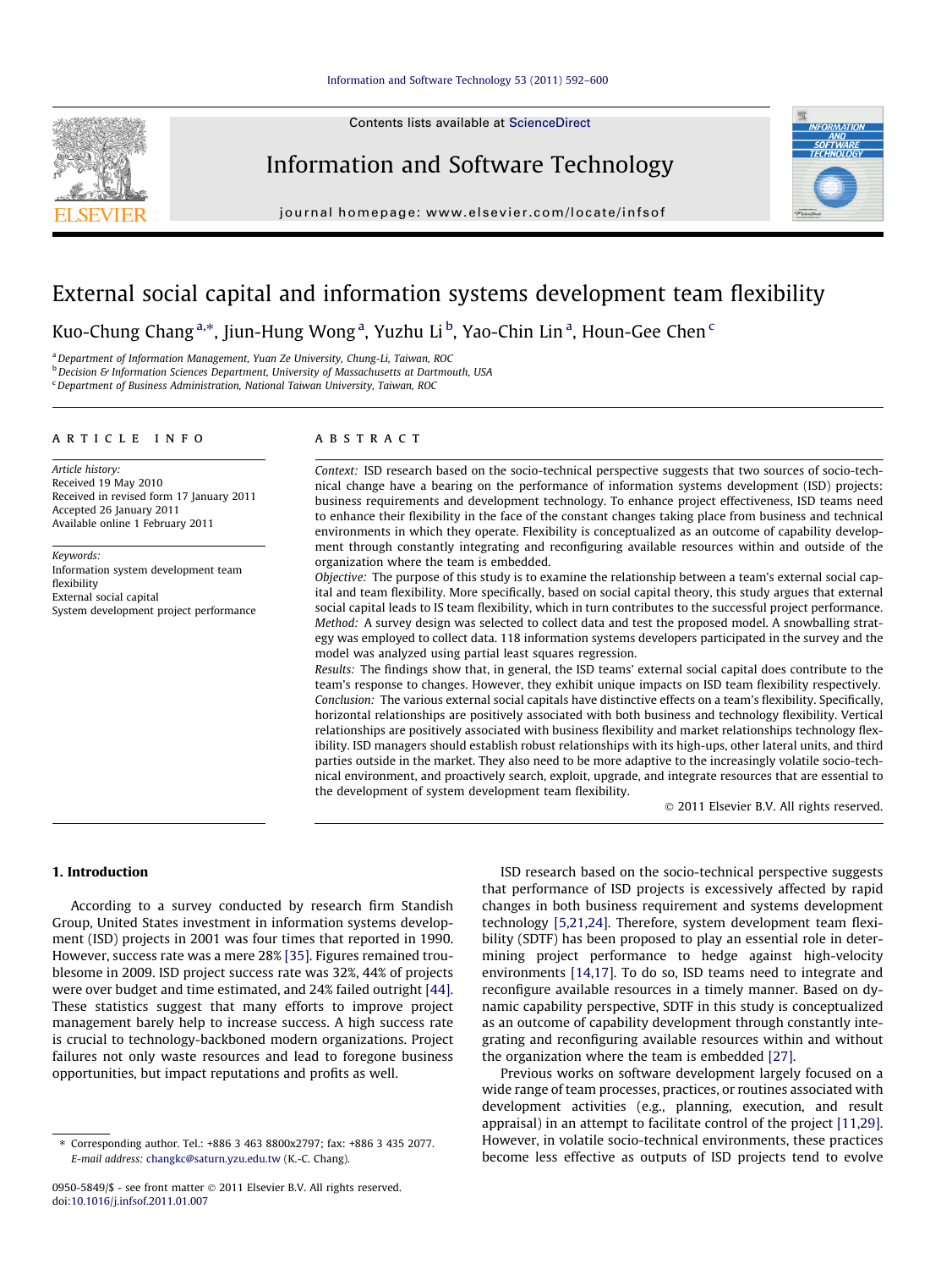# External social capital and information systems development team flexibility

Kuo-Chung Chang [a,*], Jiun-Hung Wong [a], Yuzhu Li [b], Yao-Chin Lin [a], Houn-Gee Chen [c]

[a] Department of Information Management, Yuan Ze University, Chung-Li, Taiwan, ROC
[b] Decision & Information Sciences Department, University of Massachusetts at Dartmouth, USA
[c] Department of Business Administration, National Taiwan University, Taiwan, ROC

## ARTICLE INFO

*Article history:*
Received 19 May 2010
Received in revised form 17 January 2011
Accepted 26 January 2011
Available online 1 February 2011

*Keywords:*
Information system development team flexibility
External social capital
System development project performance

## ABSTRACT

*Context:* ISD research based on the socio-technical perspective suggests that two sources of socio-technical change have a bearing on the performance of information systems development (ISD) projects: business requirements and development technology. To enhance project effectiveness, ISD teams need to enhance their flexibility in the face of the constant changes taking place from business and technical environments in which they operate. Flexibility is conceptualized as an outcome of capability development through constantly integrating and reconfiguring available resources within and outside of the organization where the team is embedded.

*Objective:* The purpose of this study is to examine the relationship between a team's external social capital and team flexibility. More specifically, based on social capital theory, this study argues that external social capital leads to IS team flexibility, which in turn contributes to the successful project performance.

*Method:* A survey design was selected to collect data and test the proposed model. A snowballing strategy was employed to collect data. 118 information systems developers participated in the survey and the model was analyzed using partial least squares regression.

*Results:* The findings show that, in general, the ISD teams' external social capital does contribute to the team's response to changes. However, they exhibit unique impacts on ISD team flexibility respectively.

*Conclusion:* The various external social capitals have distinctive effects on a team's flexibility. Specifically, horizontal relationships are positively associated with both business and technology flexibility. Vertical relationships are positively associated with business flexibility and market relationships technology flexibility. ISD managers should establish robust relationships with its high-ups, other lateral units, and third parties outside in the market. They also need to be more adaptive to the increasingly volatile socio-technical environment, and proactively search, exploit, upgrade, and integrate resources that are essential to the development of system development team flexibility.

© 2011 Elsevier B.V. All rights reserved.

## 1. Introduction

According to a survey conducted by research firm Standish Group, United States investment in information systems development (ISD) projects in 2001 was four times that reported in 1990. However, success rate was a mere 28% [35]. Figures remained troublesome in 2009. ISD project success rate was 32%, 44% of projects were over budget and time estimated, and 24% failed outright [44]. These statistics suggest that many efforts to improve project management barely help to increase success. A high success rate is crucial to technology-backboned modern organizations. Project failures not only waste resources and lead to foregone business opportunities, but impact reputations and profits as well.

ISD research based on the socio-technical perspective suggests that performance of ISD projects is excessively affected by rapid changes in both business requirement and systems development technology [5,21,24]. Therefore, system development team flexibility (SDTF) has been proposed to play an essential role in determining project performance to hedge against high-velocity environments [14,17]. To do so, ISD teams need to integrate and reconfigure available resources in a timely manner. Based on dynamic capability perspective, SDTF in this study is conceptualized as an outcome of capability development through constantly integrating and reconfiguring available resources within and without the organization where the team is embedded [27].

Previous works on software development largely focused on a wide range of team processes, practices, or routines associated with development activities (e.g., planning, execution, and result appraisal) in an attempt to facilitate control of the project [11,29]. However, in volatile socio-technical environments, these practices become less effective as outputs of ISD projects tend to evolve

* Corresponding author. Tel.: +886 3 463 8800x2797; fax: +886 3 435 2077.
*E-mail address:* changkc@saturn.yzu.edu.tw (K.-C. Chang).

0950-5849/$ - see front matter © 2011 Elsevier B.V. All rights reserved.
doi:10.1016/j.infsof.2011.01.007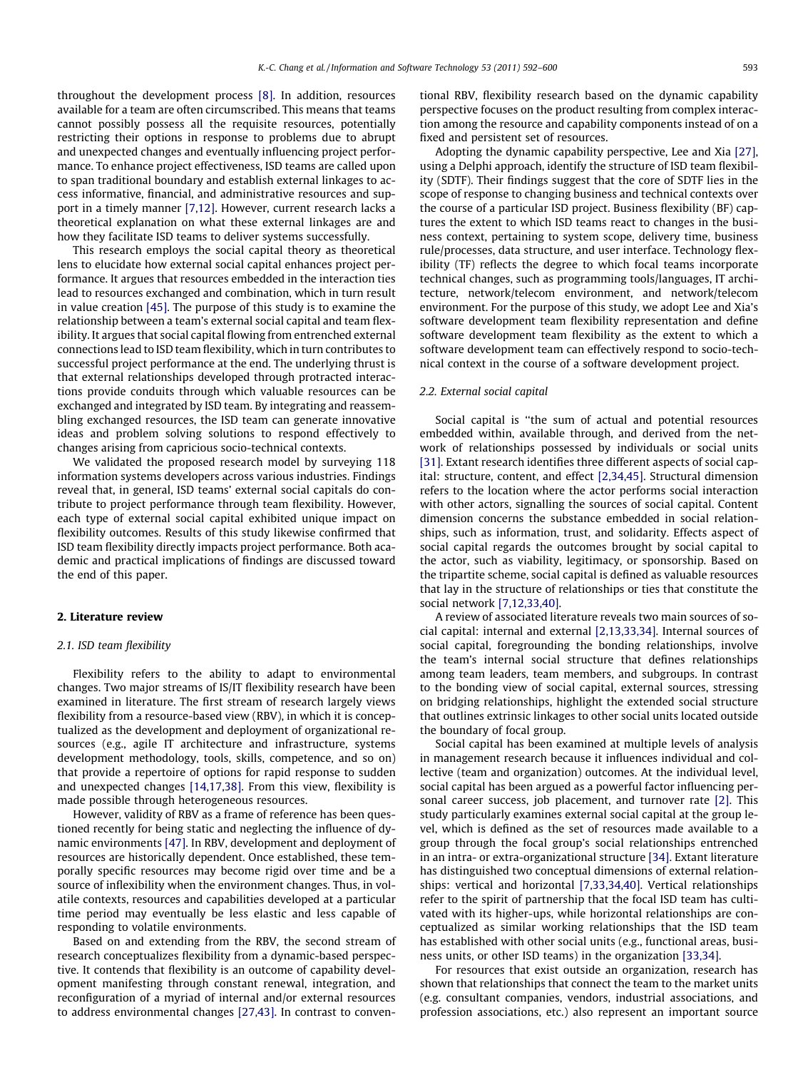throughout the development process [8]. In addition, resources available for a team are often circumscribed. This means that teams cannot possibly possess all the requisite resources, potentially restricting their options in response to problems due to abrupt and unexpected changes and eventually influencing project performance. To enhance project effectiveness, ISD teams are called upon to span traditional boundary and establish external linkages to access informative, financial, and administrative resources and support in a timely manner [7,12]. However, current research lacks a theoretical explanation on what these external linkages are and how they facilitate ISD teams to deliver systems successfully.

This research employs the social capital theory as theoretical lens to elucidate how external social capital enhances project performance. It argues that resources embedded in the interaction ties lead to resources exchanged and combination, which in turn result in value creation [45]. The purpose of this study is to examine the relationship between a team's external social capital and team flexibility. It argues that social capital flowing from entrenched external connections lead to ISD team flexibility, which in turn contributes to successful project performance at the end. The underlying thrust is that external relationships developed through protracted interactions provide conduits through which valuable resources can be exchanged and integrated by ISD team. By integrating and reassembling exchanged resources, the ISD team can generate innovative ideas and problem solving solutions to respond effectively to changes arising from capricious socio-technical contexts.

We validated the proposed research model by surveying 118 information systems developers across various industries. Findings reveal that, in general, ISD teams' external social capitals do contribute to project performance through team flexibility. However, each type of external social capital exhibited unique impact on flexibility outcomes. Results of this study likewise confirmed that ISD team flexibility directly impacts project performance. Both academic and practical implications of findings are discussed toward the end of this paper.

## 2. Literature review

### 2.1. ISD team flexibility

Flexibility refers to the ability to adapt to environmental changes. Two major streams of IS/IT flexibility research have been examined in literature. The first stream of research largely views flexibility from a resource-based view (RBV), in which it is conceptualized as the development and deployment of organizational resources (e.g., agile IT architecture and infrastructure, systems development methodology, tools, skills, competence, and so on) that provide a repertoire of options for rapid response to sudden and unexpected changes [14,17,38]. From this view, flexibility is made possible through heterogeneous resources.

However, validity of RBV as a frame of reference has been questioned recently for being static and neglecting the influence of dynamic environments [47]. In RBV, development and deployment of resources are historically dependent. Once established, these temporally specific resources may become rigid over time and be a source of inflexibility when the environment changes. Thus, in volatile contexts, resources and capabilities developed at a particular time period may eventually be less elastic and less capable of responding to volatile environments.

Based on and extending from the RBV, the second stream of research conceptualizes flexibility from a dynamic-based perspective. It contends that flexibility is an outcome of capability development manifesting through constant renewal, integration, and reconfiguration of a myriad of internal and/or external resources to address environmental changes [27,43]. In contrast to conventional RBV, flexibility research based on the dynamic capability perspective focuses on the product resulting from complex interaction among the resource and capability components instead of on a fixed and persistent set of resources.

Adopting the dynamic capability perspective, Lee and Xia [27], using a Delphi approach, identify the structure of ISD team flexibility (SDTF). Their findings suggest that the core of SDTF lies in the scope of response to changing business and technical contexts over the course of a particular ISD project. Business flexibility (BF) captures the extent to which ISD teams react to changes in the business context, pertaining to system scope, delivery time, business rule/processes, data structure, and user interface. Technology flexibility (TF) reflects the degree to which focal teams incorporate technical changes, such as programming tools/languages, IT architecture, network/telecom environment, and network/telecom environment. For the purpose of this study, we adopt Lee and Xia's software development team flexibility representation and define software development team flexibility as the extent to which a software development team can effectively respond to socio-technical context in the course of a software development project.

### 2.2. External social capital

Social capital is "the sum of actual and potential resources embedded within, available through, and derived from the network of relationships possessed by individuals or social units [31]. Extant research identifies three different aspects of social capital: structure, content, and effect [2,34,45]. Structural dimension refers to the location where the actor performs social interaction with other actors, signalling the sources of social capital. Content dimension concerns the substance embedded in social relationships, such as information, trust, and solidarity. Effects aspect of social capital regards the outcomes brought by social capital to the actor, such as viability, legitimacy, or sponsorship. Based on the tripartite scheme, social capital is defined as valuable resources that lay in the structure of relationships or ties that constitute the social network [7,12,33,40].

A review of associated literature reveals two main sources of social capital: internal and external [2,13,33,34]. Internal sources of social capital, foregrounding the bonding relationships, involve the team's internal social structure that defines relationships among team leaders, team members, and subgroups. In contrast to the bonding view of social capital, external sources, stressing on bridging relationships, highlight the extended social structure that outlines extrinsic linkages to other social units located outside the boundary of focal group.

Social capital has been examined at multiple levels of analysis in management research because it influences individual and collective (team and organization) outcomes. At the individual level, social capital has been argued as a powerful factor influencing personal career success, job placement, and turnover rate [2]. This study particularly examines external social capital at the group level, which is defined as the set of resources made available to a group through the focal group's social relationships entrenched in an intra- or extra-organizational structure [34]. Extant literature has distinguished two conceptual dimensions of external relationships: vertical and horizontal [7,33,34,40]. Vertical relationships refer to the spirit of partnership that the focal ISD team has cultivated with its higher-ups, while horizontal relationships are conceptualized as similar working relationships that the ISD team has established with other social units (e.g., functional areas, business units, or other ISD teams) in the organization [33,34].

For resources that exist outside an organization, research has shown that relationships that connect the team to the market units (e.g. consultant companies, vendors, industrial associations, and profession associations, etc.) also represent an important source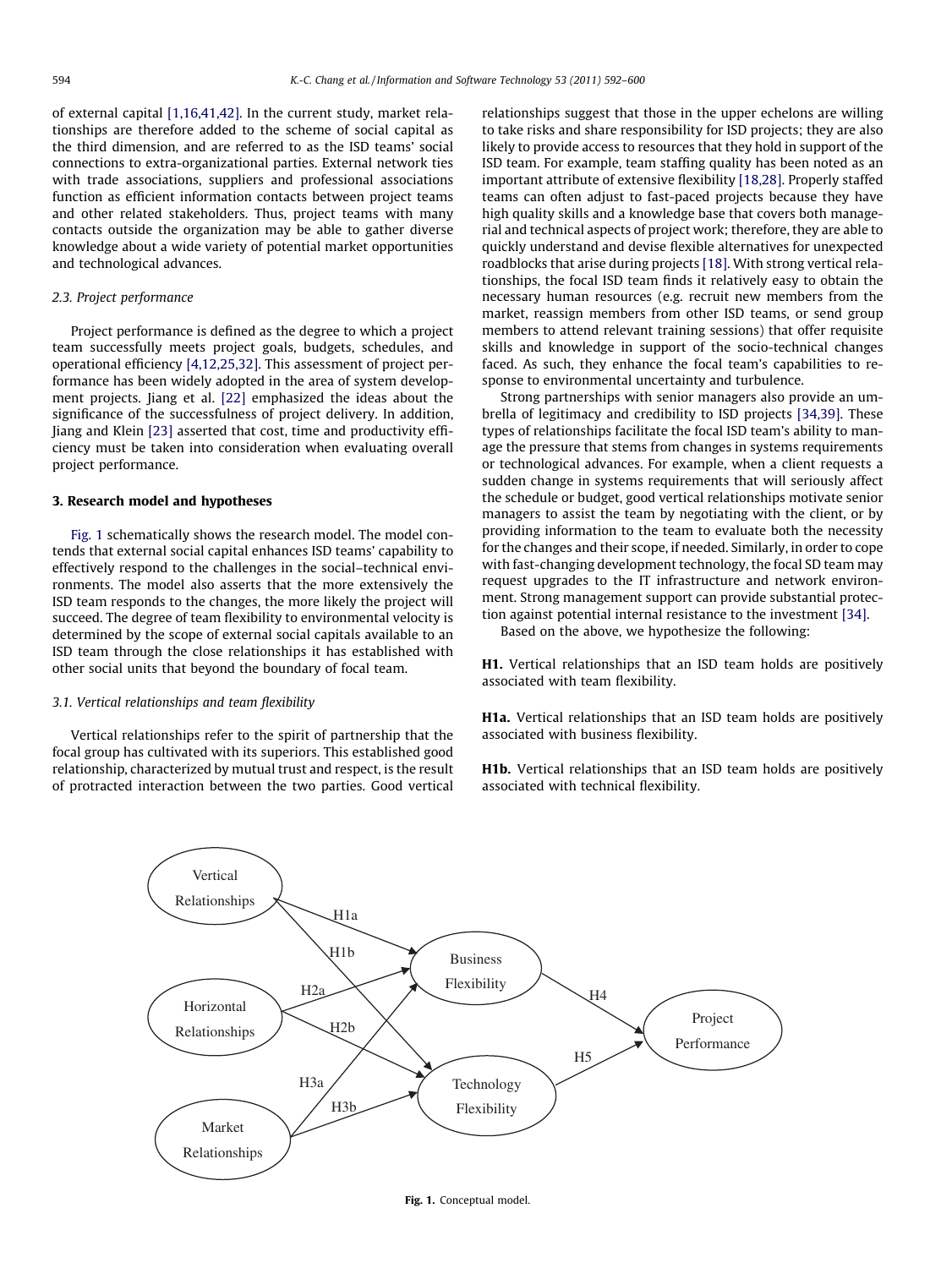of external capital [1,16,41,42]. In the current study, market relationships are therefore added to the scheme of social capital as the third dimension, and are referred to as the ISD teams' social connections to extra-organizational parties. External network ties with trade associations, suppliers and professional associations function as efficient information contacts between project teams and other related stakeholders. Thus, project teams with many contacts outside the organization may be able to gather diverse knowledge about a wide variety of potential market opportunities and technological advances.

### 2.3. Project performance

Project performance is defined as the degree to which a project team successfully meets project goals, budgets, schedules, and operational efficiency [4,12,25,32]. This assessment of project performance has been widely adopted in the area of system development projects. Jiang et al. [22] emphasized the ideas about the significance of the successfulness of project delivery. In addition, Jiang and Klein [23] asserted that cost, time and productivity efficiency must be taken into consideration when evaluating overall project performance.

## 3. Research model and hypotheses

Fig. 1 schematically shows the research model. The model contends that external social capital enhances ISD teams' capability to effectively respond to the challenges in the social–technical environments. The model also asserts that the more extensively the ISD team responds to the changes, the more likely the project will succeed. The degree of team flexibility to environmental velocity is determined by the scope of external social capitals available to an ISD team through the close relationships it has established with other social units that beyond the boundary of focal team.

### 3.1. Vertical relationships and team flexibility

Vertical relationships refer to the spirit of partnership that the focal group has cultivated with its superiors. This established good relationship, characterized by mutual trust and respect, is the result of protracted interaction between the two parties. Good vertical relationships suggest that those in the upper echelons are willing to take risks and share responsibility for ISD projects; they are also likely to provide access to resources that they hold in support of the ISD team. For example, team staffing quality has been noted as an important attribute of extensive flexibility [18,28]. Properly staffed teams can often adjust to fast-paced projects because they have high quality skills and a knowledge base that covers both managerial and technical aspects of project work; therefore, they are able to quickly understand and devise flexible alternatives for unexpected roadblocks that arise during projects [18]. With strong vertical relationships, the focal ISD team finds it relatively easy to obtain the necessary human resources (e.g. recruit new members from the market, reassign members from other ISD teams, or send group members to attend relevant training sessions) that offer requisite skills and knowledge in support of the socio-technical changes faced. As such, they enhance the focal team's capabilities to response to environmental uncertainty and turbulence.

Strong partnerships with senior managers also provide an umbrella of legitimacy and credibility to ISD projects [34,39]. These types of relationships facilitate the focal ISD team's ability to manage the pressure that stems from changes in systems requirements or technological advances. For example, when a client requests a sudden change in systems requirements that will seriously affect the schedule or budget, good vertical relationships motivate senior managers to assist the team by negotiating with the client, or by providing information to the team to evaluate both the necessity for the changes and their scope, if needed. Similarly, in order to cope with fast-changing development technology, the focal SD team may request upgrades to the IT infrastructure and network environment. Strong management support can provide substantial protection against potential internal resistance to the investment [34].

Based on the above, we hypothesize the following:

**H1.** Vertical relationships that an ISD team holds are positively associated with team flexibility.

**H1a.** Vertical relationships that an ISD team holds are positively associated with business flexibility.

**H1b.** Vertical relationships that an ISD team holds are positively associated with technical flexibility.

Vertical Relationships
Horizontal Relationships
Market Relationships
Business Flexibility
Technology Flexibility
Project Performance
H1a
H1b
H2a
H2b
H3a
H3b
H4
H5

**Fig. 1.** Conceptual model.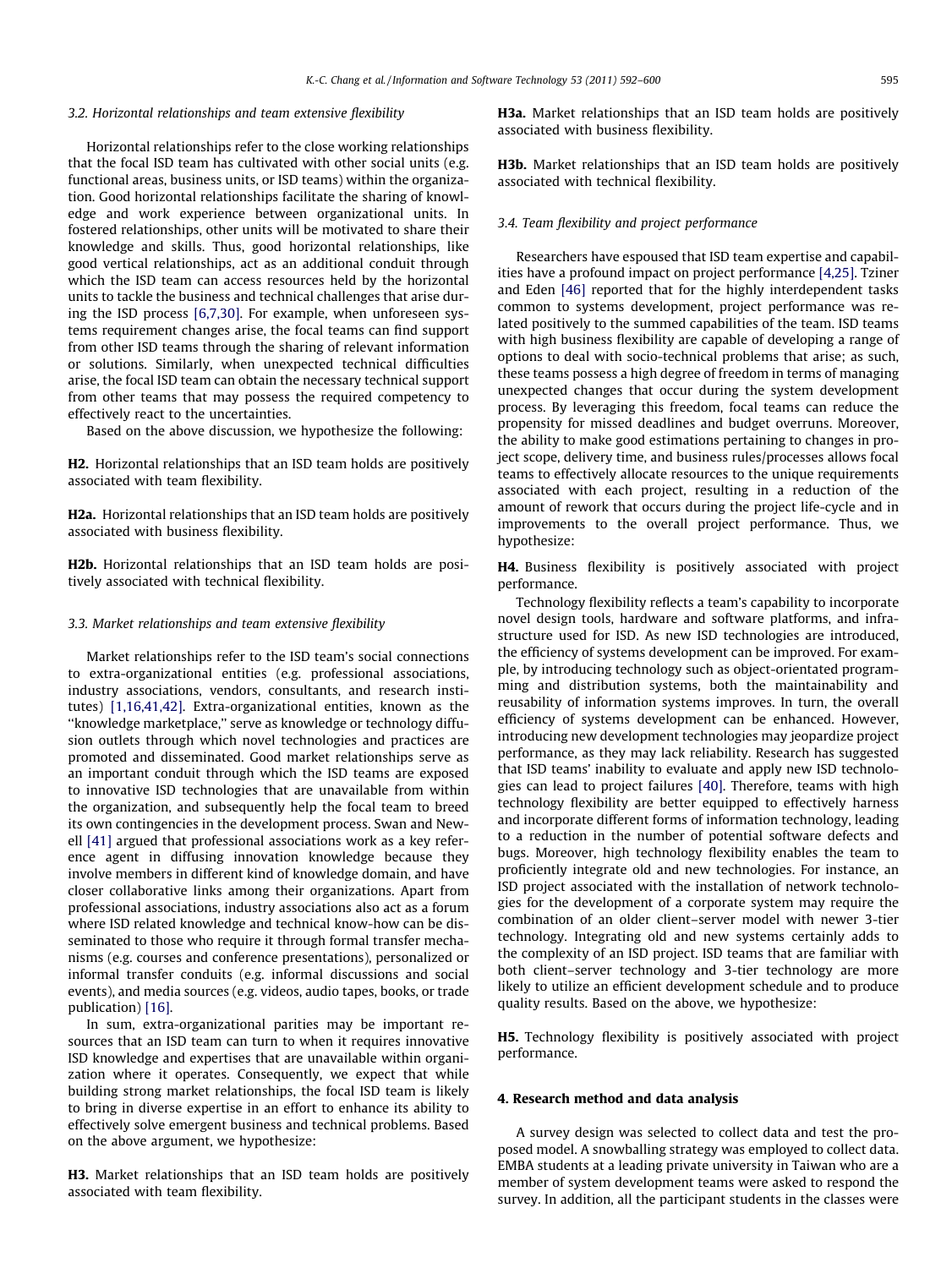### 3.2. Horizontal relationships and team extensive flexibility

Horizontal relationships refer to the close working relationships that the focal ISD team has cultivated with other social units (e.g. functional areas, business units, or ISD teams) within the organization. Good horizontal relationships facilitate the sharing of knowledge and work experience between organizational units. In fostered relationships, other units will be motivated to share their knowledge and skills. Thus, good horizontal relationships, like good vertical relationships, act as an additional conduit through which the ISD team can access resources held by the horizontal units to tackle the business and technical challenges that arise during the ISD process [6,7,30]. For example, when unforeseen systems requirement changes arise, the focal teams can find support from other ISD teams through the sharing of relevant information or solutions. Similarly, when unexpected technical difficulties arise, the focal ISD team can obtain the necessary technical support from other teams that may possess the required competency to effectively react to the uncertainties.

Based on the above discussion, we hypothesize the following:

**H2.** Horizontal relationships that an ISD team holds are positively associated with team flexibility.

**H2a.** Horizontal relationships that an ISD team holds are positively associated with business flexibility.

**H2b.** Horizontal relationships that an ISD team holds are positively associated with technical flexibility.

### 3.3. Market relationships and team extensive flexibility

Market relationships refer to the ISD team's social connections to extra-organizational entities (e.g. professional associations, industry associations, vendors, consultants, and research institutes) [1,16,41,42]. Extra-organizational entities, known as the ''knowledge marketplace,'' serve as knowledge or technology diffusion outlets through which novel technologies and practices are promoted and disseminated. Good market relationships serve as an important conduit through which the ISD teams are exposed to innovative ISD technologies that are unavailable from within the organization, and subsequently help the focal team to breed its own contingencies in the development process. Swan and Newell [41] argued that professional associations work as a key reference agent in diffusing innovation knowledge because they involve members in different kind of knowledge domain, and have closer collaborative links among their organizations. Apart from professional associations, industry associations also act as a forum where ISD related knowledge and technical know-how can be disseminated to those who require it through formal transfer mechanisms (e.g. courses and conference presentations), personalized or informal transfer conduits (e.g. informal discussions and social events), and media sources (e.g. videos, audio tapes, books, or trade publication) [16].

In sum, extra-organizational parities may be important resources that an ISD team can turn to when it requires innovative ISD knowledge and expertises that are unavailable within organization where it operates. Consequently, we expect that while building strong market relationships, the focal ISD team is likely to bring in diverse expertise in an effort to enhance its ability to effectively solve emergent business and technical problems. Based on the above argument, we hypothesize:

**H3.** Market relationships that an ISD team holds are positively associated with team flexibility.

**H3a.** Market relationships that an ISD team holds are positively associated with business flexibility.

**H3b.** Market relationships that an ISD team holds are positively associated with technical flexibility.

### 3.4. Team flexibility and project performance

Researchers have espoused that ISD team expertise and capabilities have a profound impact on project performance [4,25]. Tziner and Eden [46] reported that for the highly interdependent tasks common to systems development, project performance was related positively to the summed capabilities of the team. ISD teams with high business flexibility are capable of developing a range of options to deal with socio-technical problems that arise; as such, these teams possess a high degree of freedom in terms of managing unexpected changes that occur during the system development process. By leveraging this freedom, focal teams can reduce the propensity for missed deadlines and budget overruns. Moreover, the ability to make good estimations pertaining to changes in project scope, delivery time, and business rules/processes allows focal teams to effectively allocate resources to the unique requirements associated with each project, resulting in a reduction of the amount of rework that occurs during the project life-cycle and in improvements to the overall project performance. Thus, we hypothesize:

**H4.** Business flexibility is positively associated with project performance.

Technology flexibility reflects a team's capability to incorporate novel design tools, hardware and software platforms, and infrastructure used for ISD. As new ISD technologies are introduced, the efficiency of systems development can be improved. For example, by introducing technology such as object-orientated programming and distribution systems, both the maintainability and reusability of information systems improves. In turn, the overall efficiency of systems development can be enhanced. However, introducing new development technologies may jeopardize project performance, as they may lack reliability. Research has suggested that ISD teams' inability to evaluate and apply new ISD technologies can lead to project failures [40]. Therefore, teams with high technology flexibility are better equipped to effectively harness and incorporate different forms of information technology, leading to a reduction in the number of potential software defects and bugs. Moreover, high technology flexibility enables the team to proficiently integrate old and new technologies. For instance, an ISD project associated with the installation of network technologies for the development of a corporate system may require the combination of an older client–server model with newer 3-tier technology. Integrating old and new systems certainly adds to the complexity of an ISD project. ISD teams that are familiar with both client–server technology and 3-tier technology are more likely to utilize an efficient development schedule and to produce quality results. Based on the above, we hypothesize:

**H5.** Technology flexibility is positively associated with project performance.

## 4. Research method and data analysis

A survey design was selected to collect data and test the proposed model. A snowballing strategy was employed to collect data. EMBA students at a leading private university in Taiwan who are a member of system development teams were asked to respond the survey. In addition, all the participant students in the classes were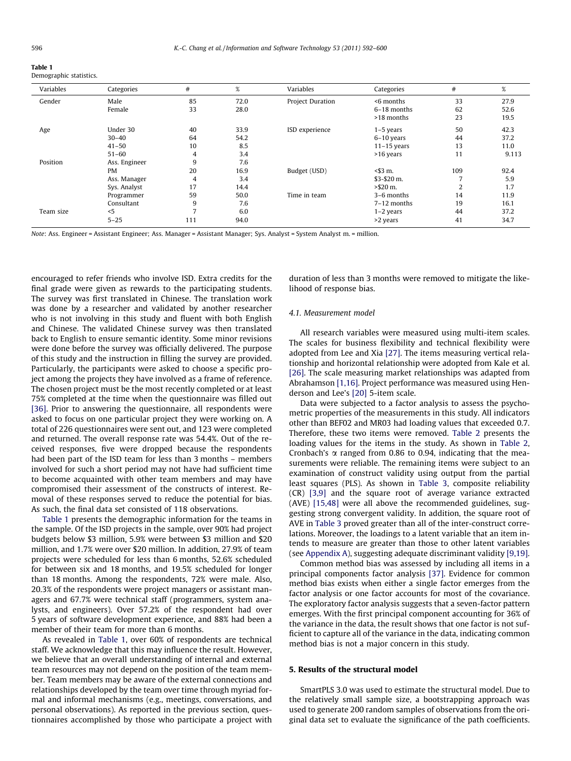**Table 1**
Demographic statistics.

| Variables | Categories | # | % | Variables | Categories | # | % |
|---|---|---|---|---|---|---|---|
| Gender | Male | 85 | 72.0 | Project Duration | <6 months | 33 | 27.9 |
| | Female | 33 | 28.0 | | 6–18 months | 62 | 52.6 |
| | | | | | >18 months | 23 | 19.5 |
| Age | Under 30 | 40 | 33.9 | ISD experience | 1–5 years | 50 | 42.3 |
| | 30–40 | 64 | 54.2 | | 6–10 years | 44 | 37.2 |
| | 41–50 | 10 | 8.5 | | 11–15 years | 13 | 11.0 |
| | 51–60 | 4 | 3.4 | | >16 years | 11 | 9.113 |
| Position | Ass. Engineer | 9 | 7.6 | | | | |
| | PM | 20 | 16.9 | Budget (USD) | <$3 m. | 109 | 92.4 |
| | Ass. Manager | 4 | 3.4 | | $3-$20 m. | 7 | 5.9 |
| | Sys. Analyst | 17 | 14.4 | | >$20 m. | 2 | 1.7 |
| | Programmer | 59 | 50.0 | Time in team | 3–6 months | 14 | 11.9 |
| | Consultant | 9 | 7.6 | | 7–12 months | 19 | 16.1 |
| Team size | <5 | 7 | 6.0 | | 1–2 years | 44 | 37.2 |
| | 5–25 | 111 | 94.0 | | >2 years | 41 | 34.7 |

*Note*: Ass. Engineer = Assistant Engineer; Ass. Manager = Assistant Manager; Sys. Analyst = System Analyst m. = million.

encouraged to refer friends who involve ISD. Extra credits for the final grade were given as rewards to the participating students. The survey was first translated in Chinese. The translation work was done by a researcher and validated by another researcher who is not involving in this study and fluent with both English and Chinese. The validated Chinese survey was then translated back to English to ensure semantic identity. Some minor revisions were done before the survey was officially delivered. The purpose of this study and the instruction in filling the survey are provided. Particularly, the participants were asked to choose a specific project among the projects they have involved as a frame of reference. The chosen project must be the most recently completed or at least 75% completed at the time when the questionnaire was filled out [36]. Prior to answering the questionnaire, all respondents were asked to focus on one particular project they were working on. A total of 226 questionnaires were sent out, and 123 were completed and returned. The overall response rate was 54.4%. Out of the received responses, five were dropped because the respondents had been part of the ISD team for less than 3 months – members involved for such a short period may not have had sufficient time to become acquainted with other team members and may have compromised their assessment of the constructs of interest. Removal of these responses served to reduce the potential for bias. As such, the final data set consisted of 118 observations.

Table 1 presents the demographic information for the teams in the sample. Of the ISD projects in the sample, over 90% had project budgets below $3 million, 5.9% were between $3 million and $20 million, and 1.7% were over $20 million. In addition, 27.9% of team projects were scheduled for less than 6 months, 52.6% scheduled for between six and 18 months, and 19.5% scheduled for longer than 18 months. Among the respondents, 72% were male. Also, 20.3% of the respondents were project managers or assistant managers and 67.7% were technical staff (programmers, system analysts, and engineers). Over 57.2% of the respondent had over 5 years of software development experience, and 88% had been a member of their team for more than 6 months.

As revealed in Table 1, over 60% of respondents are technical staff. We acknowledge that this may influence the result. However, we believe that an overall understanding of internal and external team resources may not depend on the position of the team member. Team members may be aware of the external connections and relationships developed by the team over time through myriad formal and informal mechanisms (e.g., meetings, conversations, and personal observations). As reported in the previous section, questionnaires accomplished by those who participate a project with duration of less than 3 months were removed to mitigate the likelihood of response bias.

### 4.1. Measurement model

All research variables were measured using multi-item scales. The scales for business flexibility and technical flexibility were adopted from Lee and Xia [27]. The items measuring vertical relationship and horizontal relationship were adopted from Kale et al. [26]. The scale measuring market relationships was adapted from Abrahamson [1,16]. Project performance was measured using Henderson and Lee's [20] 5-item scale.

Data were subjected to a factor analysis to assess the psychometric properties of the measurements in this study. All indicators other than BEF02 and MR03 had loading values that exceeded 0.7. Therefore, these two items were removed. Table 2 presents the loading values for the items in the study. As shown in Table 2, Cronbach's $\alpha$ ranged from 0.86 to 0.94, indicating that the measurements were reliable. The remaining items were subject to an examination of construct validity using output from the partial least squares (PLS). As shown in Table 3, composite reliability (CR) [3,9] and the square root of average variance extracted (AVE) [15,48] were all above the recommended guidelines, suggesting strong convergent validity. In addition, the square root of AVE in Table 3 proved greater than all of the inter-construct correlations. Moreover, the loadings to a latent variable that an item intends to measure are greater than those to other latent variables (see Appendix A), suggesting adequate discriminant validity [9,19].

Common method bias was assessed by including all items in a principal components factor analysis [37]. Evidence for common method bias exists when either a single factor emerges from the factor analysis or one factor accounts for most of the covariance. The exploratory factor analysis suggests that a seven-factor pattern emerges. With the first principal component accounting for 36% of the variance in the data, the result shows that one factor is not sufficient to capture all of the variance in the data, indicating common method bias is not a major concern in this study.

## 5. Results of the structural model

SmartPLS 3.0 was used to estimate the structural model. Due to the relatively small sample size, a bootstrapping approach was used to generate 200 random samples of observations from the original data set to evaluate the significance of the path coefficients.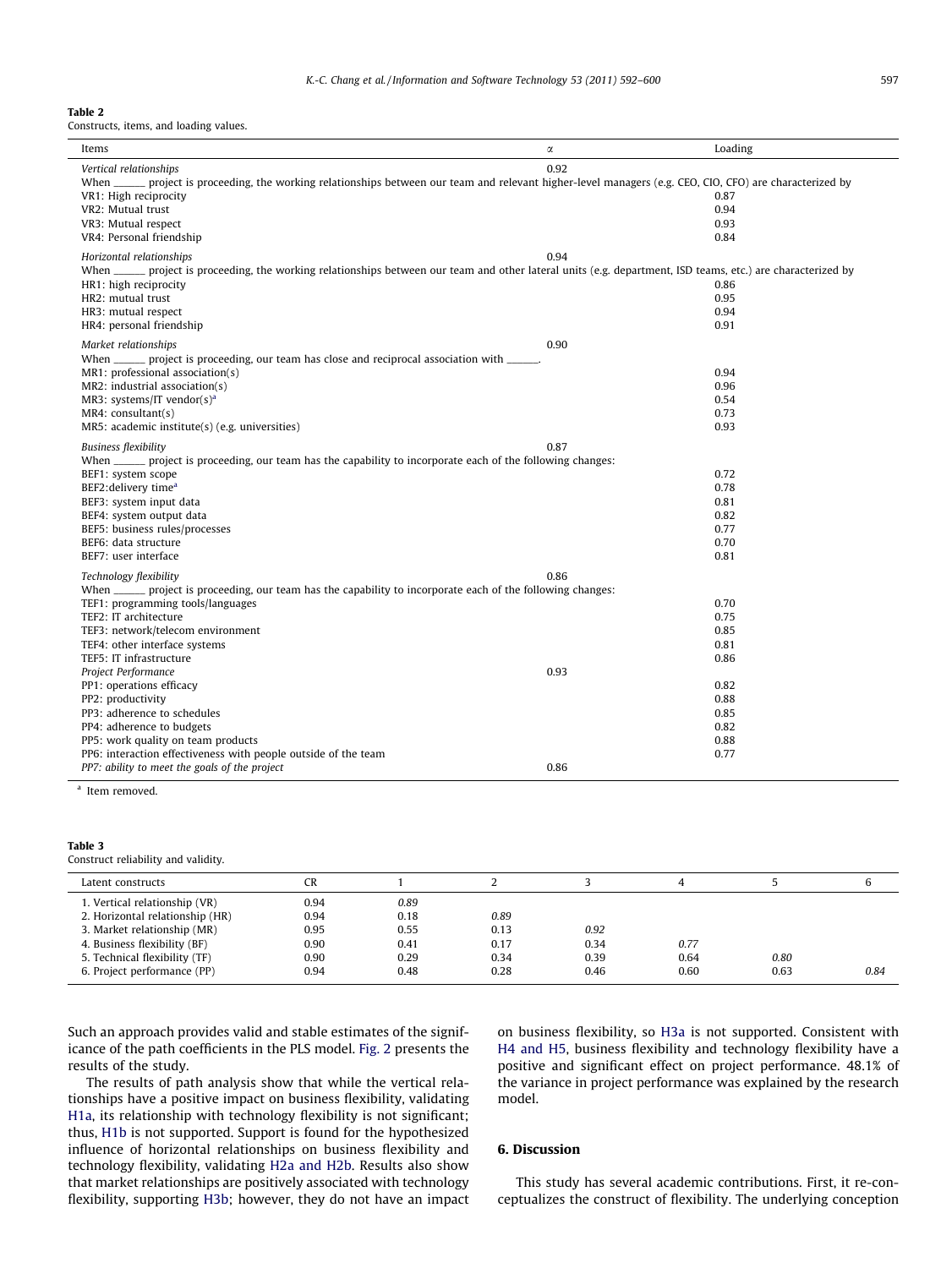**Table 2**
Constructs, items, and loading values.

| Items | α | Loading |
|---|---|---|
| *Vertical relationships* | 0.92 | |
| When ______ project is proceeding, the working relationships between our team and relevant higher-level managers (e.g. CEO, CIO, CFO) are characterized by | | |
| VR1: High reciprocity | | 0.87 |
| VR2: Mutual trust | | 0.94 |
| VR3: Mutual respect | | 0.93 |
| VR4: Personal friendship | | 0.84 |
| *Horizontal relationships* | 0.94 | |
| When ______ project is proceeding, the working relationships between our team and other lateral units (e.g. department, ISD teams, etc.) are characterized by | | |
| HR1: high reciprocity | | 0.86 |
| HR2: mutual trust | | 0.95 |
| HR3: mutual respect | | 0.94 |
| HR4: personal friendship | | 0.91 |
| *Market relationships* | 0.90 | |
| When ______ project is proceeding, our team has close and reciprocal association with ______. | | |
| MR1: professional association(s) | | 0.94 |
| MR2: industrial association(s) | | 0.96 |
| MR3: systems/IT vendor(s)[a] | | 0.54 |
| MR4: consultant(s) | | 0.73 |
| MR5: academic institute(s) (e.g. universities) | | 0.93 |
| *Business flexibility* | 0.87 | |
| When ______ project is proceeding, our team has the capability to incorporate each of the following changes: | | |
| BEF1: system scope | | 0.72 |
| BEF2:delivery time[a] | | 0.78 |
| BEF3: system input data | | 0.81 |
| BEF4: system output data | | 0.82 |
| BEF5: business rules/processes | | 0.77 |
| BEF6: data structure | | 0.70 |
| BEF7: user interface | | 0.81 |
| *Technology flexibility* | 0.86 | |
| When ______ project is proceeding, our team has the capability to incorporate each of the following changes: | | |
| TEF1: programming tools/languages | | 0.70 |
| TEF2: IT architecture | | 0.75 |
| TEF3: network/telecom environment | | 0.85 |
| TEF4: other interface systems | | 0.81 |
| TEF5: IT infrastructure | | 0.86 |
| *Project Performance* | 0.93 | |
| PP1: operations efficacy | | 0.82 |
| PP2: productivity | | 0.88 |
| PP3: adherence to schedules | | 0.85 |
| PP4: adherence to budgets | | 0.82 |
| PP5: work quality on team products | | 0.88 |
| PP6: interaction effectiveness with people outside of the team | | 0.77 |
| *PP7: ability to meet the goals of the project* | 0.86 | |

[a] Item removed.

**Table 3**
Construct reliability and validity.

| Latent constructs | CR | 1 | 2 | 3 | 4 | 5 | 6 |
|---|---|---|---|---|---|---|---|
| 1. Vertical relationship (VR) | 0.94 | *0.89* | | | | | |
| 2. Horizontal relationship (HR) | 0.94 | 0.18 | *0.89* | | | | |
| 3. Market relationship (MR) | 0.95 | 0.55 | 0.13 | *0.92* | | | |
| 4. Business flexibility (BF) | 0.90 | 0.41 | 0.17 | 0.34 | *0.77* | | |
| 5. Technical flexibility (TF) | 0.90 | 0.29 | 0.34 | 0.39 | 0.64 | *0.80* | |
| 6. Project performance (PP) | 0.94 | 0.48 | 0.28 | 0.46 | 0.60 | 0.63 | *0.84* |

Such an approach provides valid and stable estimates of the significance of the path coefficients in the PLS model. Fig. 2 presents the results of the study.

The results of path analysis show that while the vertical relationships have a positive impact on business flexibility, validating H1a, its relationship with technology flexibility is not significant; thus, H1b is not supported. Support is found for the hypothesized influence of horizontal relationships on business flexibility and technology flexibility, validating H2a and H2b. Results also show that market relationships are positively associated with technology flexibility, supporting H3b; however, they do not have an impact on business flexibility, so H3a is not supported. Consistent with H4 and H5, business flexibility and technology flexibility have a positive and significant effect on project performance. 48.1% of the variance in project performance was explained by the research model.

## 6. Discussion

This study has several academic contributions. First, it re-conceptualizes the construct of flexibility. The underlying conception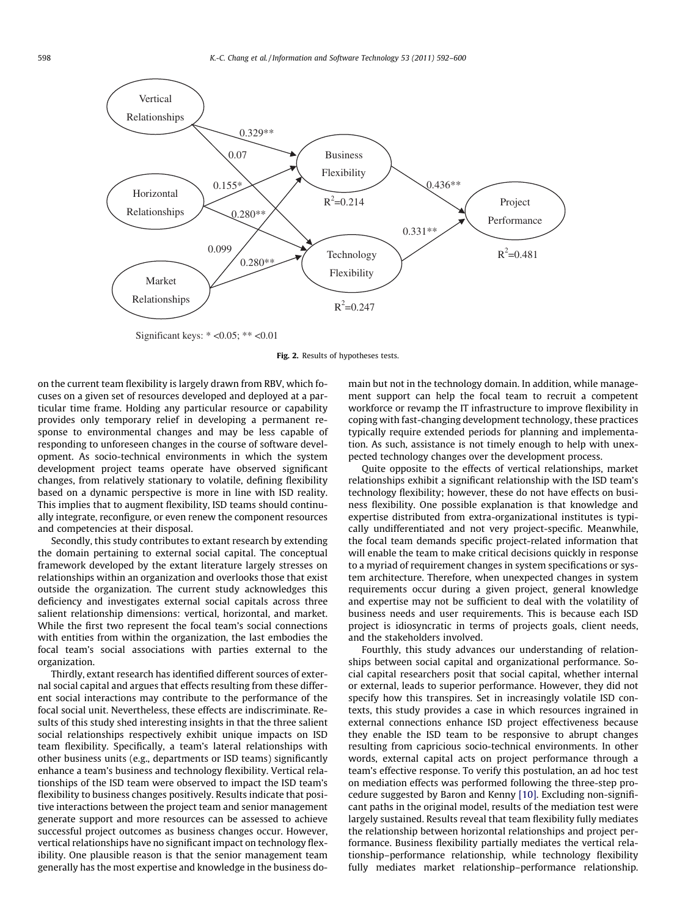Vertical Relationships

Horizontal Relationships

Market Relationships

Business Flexibility

$R^2$=0.214

Technology Flexibility

$R^2$=0.247

Project Performance

$R^2$=0.481

0.329**

0.07

0.155*

0.280**

0.099

0.280**

0.436**

0.331**

Significant keys: * <0.05; ** <0.01

**Fig. 2.** Results of hypotheses tests.

on the current team flexibility is largely drawn from RBV, which focuses on a given set of resources developed and deployed at a particular time frame. Holding any particular resource or capability provides only temporary relief in developing a permanent response to environmental changes and may be less capable of responding to unforeseen changes in the course of software development. As socio-technical environments in which the system development project teams operate have observed significant changes, from relatively stationary to volatile, defining flexibility based on a dynamic perspective is more in line with ISD reality. This implies that to augment flexibility, ISD teams should continually integrate, reconfigure, or even renew the component resources and competencies at their disposal.

Secondly, this study contributes to extant research by extending the domain pertaining to external social capital. The conceptual framework developed by the extant literature largely stresses on relationships within an organization and overlooks those that exist outside the organization. The current study acknowledges this deficiency and investigates external social capitals across three salient relationship dimensions: vertical, horizontal, and market. While the first two represent the focal team's social connections with entities from within the organization, the last embodies the focal team's social associations with parties external to the organization.

Thirdly, extant research has identified different sources of external social capital and argues that effects resulting from these different social interactions may contribute to the performance of the focal social unit. Nevertheless, these effects are indiscriminate. Results of this study shed interesting insights in that the three salient social relationships respectively exhibit unique impacts on ISD team flexibility. Specifically, a team's lateral relationships with other business units (e.g., departments or ISD teams) significantly enhance a team's business and technology flexibility. Vertical relationships of the ISD team were observed to impact the ISD team's flexibility to business changes positively. Results indicate that positive interactions between the project team and senior management generate support and more resources can be assessed to achieve successful project outcomes as business changes occur. However, vertical relationships have no significant impact on technology flexibility. One plausible reason is that the senior management team generally has the most expertise and knowledge in the business domain but not in the technology domain. In addition, while management support can help the focal team to recruit a competent workforce or revamp the IT infrastructure to improve flexibility in coping with fast-changing development technology, these practices typically require extended periods for planning and implementation. As such, assistance is not timely enough to help with unexpected technology changes over the development process.

Quite opposite to the effects of vertical relationships, market relationships exhibit a significant relationship with the ISD team's technology flexibility; however, these do not have effects on business flexibility. One possible explanation is that knowledge and expertise distributed from extra-organizational institutes is typically undifferentiated and not very project-specific. Meanwhile, the focal team demands specific project-related information that will enable the team to make critical decisions quickly in response to a myriad of requirement changes in system specifications or system architecture. Therefore, when unexpected changes in system requirements occur during a given project, general knowledge and expertise may not be sufficient to deal with the volatility of business needs and user requirements. This is because each ISD project is idiosyncratic in terms of projects goals, client needs, and the stakeholders involved.

Fourthly, this study advances our understanding of relationships between social capital and organizational performance. Social capital researchers posit that social capital, whether internal or external, leads to superior performance. However, they did not specify how this transpires. Set in increasingly volatile ISD contexts, this study provides a case in which resources ingrained in external connections enhance ISD project effectiveness because they enable the ISD team to be responsive to abrupt changes resulting from capricious socio-technical environments. In other words, external capital acts on project performance through a team's effective response. To verify this postulation, an ad hoc test on mediation effects was performed following the three-step procedure suggested by Baron and Kenny [10]. Excluding non-significant paths in the original model, results of the mediation test were largely sustained. Results reveal that team flexibility fully mediates the relationship between horizontal relationships and project performance. Business flexibility partially mediates the vertical relationship–performance relationship, while technology flexibility fully mediates market relationship–performance relationship.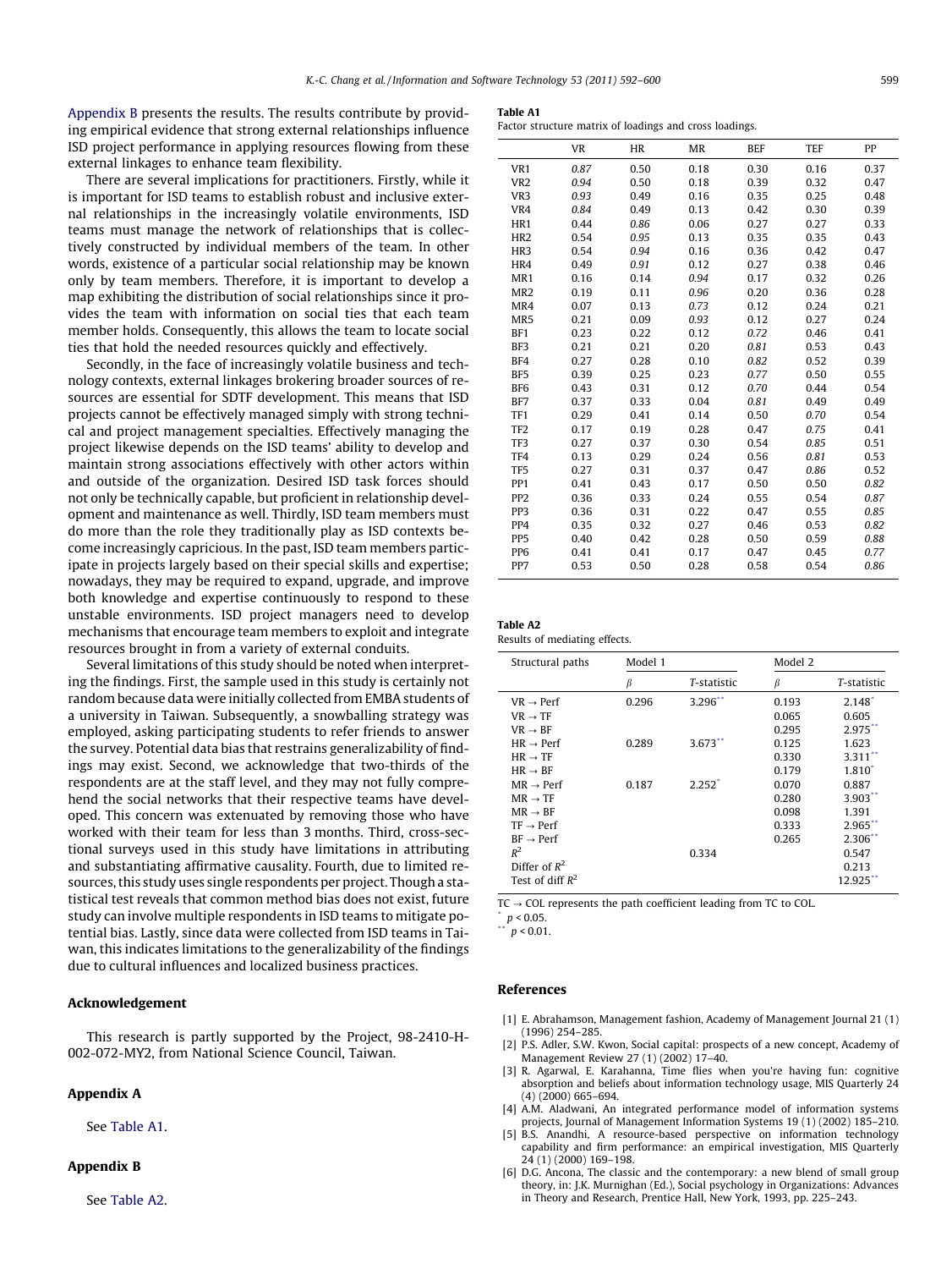Appendix B presents the results. The results contribute by providing empirical evidence that strong external relationships influence ISD project performance in applying resources flowing from these external linkages to enhance team flexibility.

There are several implications for practitioners. Firstly, while it is important for ISD teams to establish robust and inclusive external relationships in the increasingly volatile environments, ISD teams must manage the network of relationships that is collectively constructed by individual members of the team. In other words, existence of a particular social relationship may be known only by team members. Therefore, it is important to develop a map exhibiting the distribution of social relationships since it provides the team with information on social ties that each team member holds. Consequently, this allows the team to locate social ties that hold the needed resources quickly and effectively.

Secondly, in the face of increasingly volatile business and technology contexts, external linkages brokering broader sources of resources are essential for SDTF development. This means that ISD projects cannot be effectively managed simply with strong technical and project managing specialties. Effectively managing the project likewise depends on the ISD teams' ability to develop and maintain strong associations effectively with other actors within and outside of the organization. Desired ISD task forces should not only be technically capable, but proficient in relationship development and maintenance as well. Thirdly, ISD team members must do more than the role they traditionally play as ISD contexts become increasingly capricious. In the past, ISD team members participate in projects largely based on their special skills and expertise; nowadays, they may be required to expand, upgrade, and improve both knowledge and expertise continuously to respond to these unstable environments. ISD project managers need to develop mechanisms that encourage team members to exploit and integrate resources brought in from a variety of external conduits.

Several limitations of this study should be noted when interpreting the findings. First, the sample used in this study is certainly not random because data were initially collected from EMBA students of a university in Taiwan. Subsequently, a snowballing strategy was employed, asking participating students to refer friends to answer the survey. Potential data bias that restrains generalizability of findings may exist. Second, we acknowledge that two-thirds of the respondents are at the staff level, and they may not fully comprehend the social networks that their respective teams have developed. This concern was extenuated by removing those who have worked with their team for less than 3 months. Third, cross-sectional surveys used in this study have limitations in attributing and substantiating affirmative causality. Fourth, due to limited resources, this study uses single respondents per project. Though a statistical test reveals that common method bias does not exist, future study can involve multiple respondents in ISD teams to mitigate potential bias. Lastly, since data were collected from ISD teams in Taiwan, this indicates limitations to the generalizability of the findings due to cultural influences and localized business practices.

## Acknowledgement

This research is partly supported by the Project, 98-2410-H-002-072-MY2, from National Science Council, Taiwan.

## Appendix A

See Table A1.

## Appendix B

See Table A2.

**Table A1**
Factor structure matrix of loadings and cross loadings.

| | VR | HR | MR | BEF | TEF | PP |
|---|---|---|---|---|---|---|
| VR1 | *0.87* | 0.50 | 0.18 | 0.30 | 0.16 | 0.37 |
| VR2 | *0.94* | 0.50 | 0.18 | 0.39 | 0.32 | 0.47 |
| VR3 | *0.93* | 0.49 | 0.16 | 0.35 | 0.25 | 0.48 |
| VR4 | *0.84* | 0.49 | 0.13 | 0.42 | 0.30 | 0.39 |
| HR1 | 0.44 | *0.86* | 0.06 | 0.27 | 0.27 | 0.33 |
| HR2 | 0.54 | *0.95* | 0.13 | 0.35 | 0.35 | 0.43 |
| HR3 | 0.54 | *0.94* | 0.16 | 0.36 | 0.42 | 0.47 |
| HR4 | 0.49 | *0.91* | 0.12 | 0.27 | 0.38 | 0.46 |
| MR1 | 0.16 | 0.14 | *0.94* | 0.17 | 0.32 | 0.26 |
| MR2 | 0.19 | 0.11 | *0.96* | 0.20 | 0.36 | 0.28 |
| MR4 | 0.07 | 0.13 | *0.73* | 0.12 | 0.24 | 0.21 |
| MR5 | 0.21 | 0.09 | *0.93* | 0.12 | 0.27 | 0.24 |
| BF1 | 0.23 | 0.22 | 0.12 | *0.72* | 0.46 | 0.41 |
| BF3 | 0.21 | 0.21 | 0.20 | *0.81* | 0.53 | 0.43 |
| BF4 | 0.27 | 0.28 | 0.10 | *0.82* | 0.52 | 0.39 |
| BF5 | 0.39 | 0.25 | 0.23 | *0.77* | 0.50 | 0.55 |
| BF6 | 0.43 | 0.31 | 0.12 | *0.70* | 0.44 | 0.54 |
| BF7 | 0.37 | 0.33 | 0.04 | *0.81* | 0.49 | 0.49 |
| TF1 | 0.29 | 0.41 | 0.14 | 0.50 | *0.70* | 0.54 |
| TF2 | 0.17 | 0.19 | 0.28 | 0.47 | *0.75* | 0.41 |
| TF3 | 0.27 | 0.37 | 0.30 | 0.54 | *0.85* | 0.51 |
| TF4 | 0.13 | 0.29 | 0.24 | 0.56 | *0.81* | 0.53 |
| TF5 | 0.27 | 0.31 | 0.37 | 0.47 | *0.86* | 0.52 |
| PP1 | 0.41 | 0.43 | 0.17 | 0.50 | 0.50 | *0.82* |
| PP2 | 0.36 | 0.33 | 0.24 | 0.55 | 0.54 | *0.87* |
| PP3 | 0.36 | 0.31 | 0.22 | 0.47 | 0.55 | *0.85* |
| PP4 | 0.35 | 0.32 | 0.27 | 0.46 | 0.53 | *0.82* |
| PP5 | 0.40 | 0.42 | 0.28 | 0.50 | 0.59 | *0.88* |
| PP6 | 0.41 | 0.41 | 0.17 | 0.47 | 0.45 | *0.77* |
| PP7 | 0.53 | 0.50 | 0.28 | 0.58 | 0.54 | *0.86* |

**Table A2**
Results of mediating effects.

| Structural paths | Model 1 | | Model 2 | |
|---|---|---|---|---|
| | $\beta$ | *T*-statistic | $\beta$ | *T*-statistic |
| VR → Perf | 0.296 | 3.296** | 0.193 | 2.148* |
| VR → TF | | | 0.065 | 0.605 |
| VR → BF | | | 0.295 | 2.975** |
| HR → Perf | 0.289 | 3.673** | 0.125 | 1.623 |
| HR → TF | | | 0.330 | 3.311** |
| HR → BF | | | 0.179 | 1.810* |
| MR → Perf | 0.187 | 2.252* | 0.070 | 0.887 |
| MR → TF | | | 0.280 | 3.903** |
| MR → BF | | | 0.098 | 1.391 |
| TF → Perf | | | 0.333 | 2.965** |
| BF → Perf | | | 0.265 | 2.306** |
| $R^2$ | | 0.334 | | 0.547 |
| Differ of $R^2$ | | | | 0.213 |
| Test of diff $R^2$ | | | | 12.925** |

TC → COL represents the path coefficient leading from TC to COL.
\* $p < 0.05$.
\*\* $p < 0.01$.

## References

[1] E. Abrahamson, Management fashion, Academy of Management Journal 21 (1) (1996) 254–285.

[2] P.S. Adler, S.W. Kwon, Social capital: prospects of a new concept, Academy of Management Review 27 (1) (2002) 17–40.

[3] R. Agarwal, E. Karahanna, Time flies when you're having fun: cognitive absorption and beliefs about information technology usage, MIS Quarterly 24 (4) (2000) 665–694.

[4] A.M. Aladwani, An integrated performance model of information systems projects, Journal of Management Information Systems 19 (1) (2002) 185–210.

[5] B.S. Anandhi, A resource-based perspective on information technology capability and firm performance: an empirical investigation, MIS Quarterly 24 (1) (2000) 169–198.

[6] D.G. Ancona, The classic and the contemporary: a new blend of small group theory, in: J.K. Murnighan (Ed.), Social psychology in Organizations: Advances in Theory and Research, Prentice Hall, New York, 1993, pp. 225–243.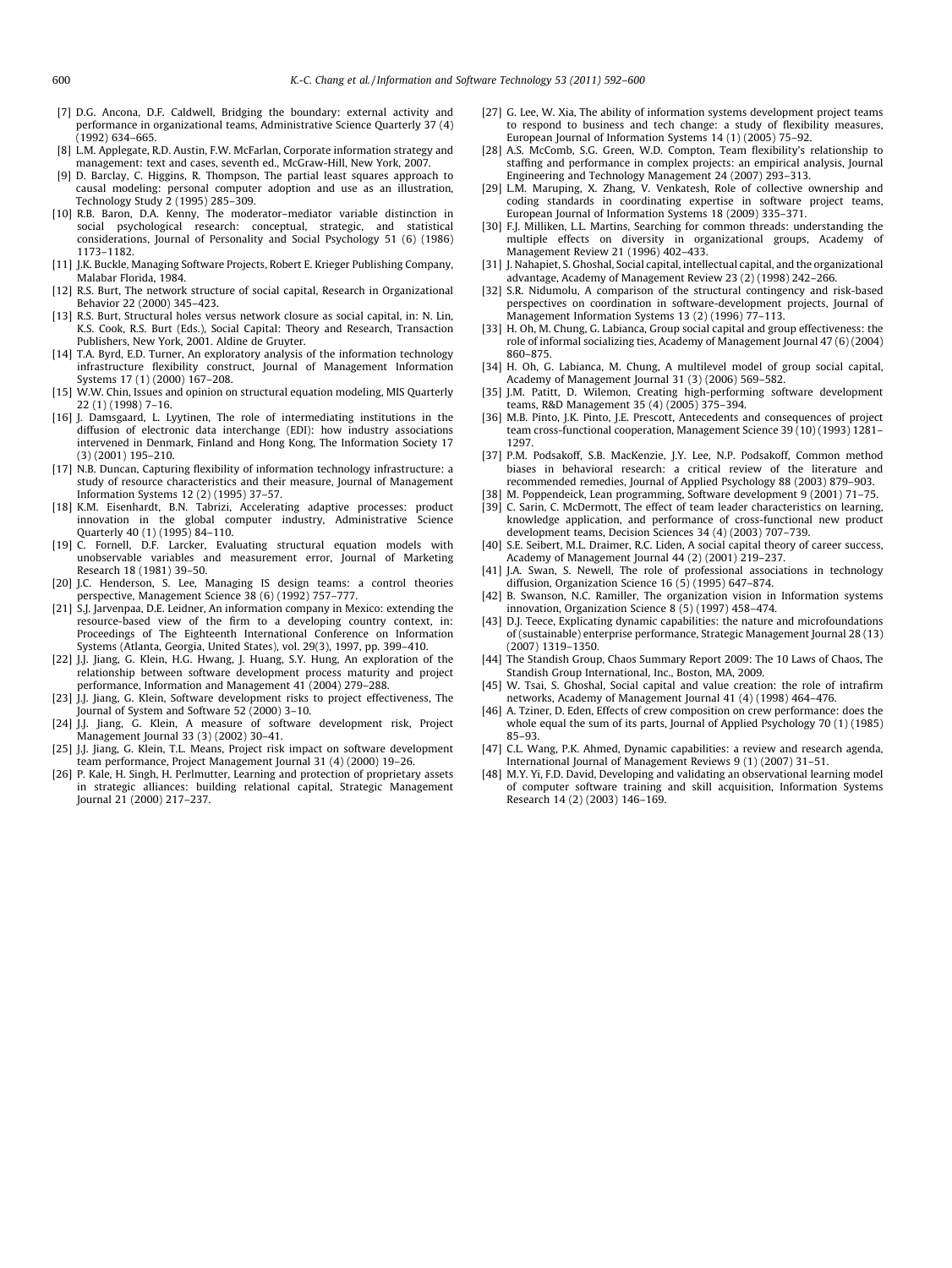[7] D.G. Ancona, D.F. Caldwell, Bridging the boundary: external activity and performance in organizational teams, Administrative Science Quarterly 37 (4) (1992) 634–665.

[8] L.M. Applegate, R.D. Austin, F.W. McFarlan, Corporate information strategy and management: text and cases, seventh ed., McGraw-Hill, New York, 2007.

[9] D. Barclay, C. Higgins, R. Thompson, The partial least squares approach to causal modeling: personal computer adoption and use as an illustration, Technology Study 2 (1995) 285–309.

[10] R.B. Baron, D.A. Kenny, The moderator–mediator variable distinction in social psychological research: conceptual, strategic, and statistical considerations, Journal of Personality and Social Psychology 51 (6) (1986) 1173–1182.

[11] J.K. Buckle, Managing Software Projects, Robert E. Krieger Publishing Company, Malabar Florida, 1984.

[12] R.S. Burt, The network structure of social capital, Research in Organizational Behavior 22 (2000) 345–423.

[13] R.S. Burt, Structural holes versus network closure as social capital, in: N. Lin, K.S. Cook, R.S. Burt (Eds.), Social Capital: Theory and Research, Transaction Publishers, New York, 2001. Aldine de Gruyter.

[14] T.A. Byrd, E.D. Turner, An exploratory analysis of the information technology infrastructure flexibility construct, Journal of Management Information Systems 17 (1) (2000) 167–208.

[15] W.W. Chin, Issues and opinion on structural equation modeling, MIS Quarterly 22 (1) (1998) 7–16.

[16] J. Damsgaard, L. Lyytinen, The role of intermediating institutions in the diffusion of electronic data interchange (EDI): how industry associations intervened in Denmark, Finland and Hong Kong, The Information Society 17 (3) (2001) 195–210.

[17] N.B. Duncan, Capturing flexibility of information technology infrastructure: a study of resource characteristics and their measure, Journal of Management Information Systems 12 (2) (1995) 37–57.

[18] K.M. Eisenhardt, B.N. Tabrizi, Accelerating adaptive processes: product innovation in the global computer industry, Administrative Science Quarterly 40 (1) (1995) 84–110.

[19] C. Fornell, D.F. Larcker, Evaluating structural equation models with unobservable variables and measurement error, Journal of Marketing Research 18 (1981) 39–50.

[20] J.C. Henderson, S. Lee, Managing IS design teams: a control theories perspective, Management Science 38 (6) (1992) 757–777.

[21] S.J. Jarvenpaa, D.E. Leidner, An information company in Mexico: extending the resource-based view of the firm to a developing country context, in: Proceedings of The Eighteenth International Conference on Information Systems (Atlanta, Georgia, United States), vol. 29(3), 1997, pp. 399–410.

[22] J.J. Jiang, G. Klein, H.G. Hwang, J. Huang, S.Y. Hung, An exploration of the relationship between software development process maturity and project performance, Information and Management 41 (2004) 279–288.

[23] J.J. Jiang, G. Klein, Software development risks to project effectiveness, The Journal of System and Software 52 (2000) 3–10.

[24] J.J. Jiang, G. Klein, A measure of software development risk, Project Management Journal 33 (3) (2002) 30–41.

[25] J.J. Jiang, G. Klein, T.L. Means, Project risk impact on software development team performance, Project Management Journal 31 (4) (2000) 19–26.

[26] P. Kale, H. Singh, H. Perlmutter, Learning and protection of proprietary assets in strategic alliances: building relational capital, Strategic Management Journal 21 (2000) 217–237.

[27] G. Lee, W. Xia, The ability of information systems development project teams to respond to business and tech change: a study of flexibility measures, European Journal of Information Systems 14 (1) (2005) 75–92.

[28] A.S. McComb, S.G. Green, W.D. Compton, Team flexibility's relationship to staffing and performance in complex projects: an empirical analysis, Journal Engineering and Technology Management 24 (2007) 293–313.

[29] L.M. Maruping, X. Zhang, V. Venkatesh, Role of collective ownership and coding standards in coordinating expertise in software project teams, European Journal of Information Systems 18 (2009) 335–371.

[30] F.J. Milliken, L.L. Martins, Searching for common threads: understanding the multiple effects on diversity in organizational groups, Academy of Management Review 21 (1996) 402–433.

[31] J. Nahapiet, S. Ghoshal, Social capital, intellectual capital, and the organizational advantage, Academy of Management Review 23 (2) (1998) 242–266.

[32] S.R. Nidumolu, A comparison of the structural contingency and risk-based perspectives on coordination in software-development projects, Journal of Management Information Systems 13 (2) (1996) 77–113.

[33] H. Oh, M. Chung, G. Labianca, Group social capital and group effectiveness: the role of informal socializing ties, Academy of Management Journal 47 (6) (2004) 860–875.

[34] H. Oh, G. Labianca, M. Chung, A multilevel model of group social capital, Academy of Management Journal 31 (3) (2006) 569–582.

[35] J.M. Patitt, D. Wilemon, Creating high-performing software development teams, R&D Management 35 (4) (2005) 375–394.

[36] M.B. Pinto, J.K. Pinto, J.E. Prescott, Antecedents and consequences of project team cross-functional cooperation, Management Science 39 (10) (1993) 1281–1297.

[37] P.M. Podsakoff, S.B. MacKenzie, J.Y. Lee, N.P. Podsakoff, Common method biases in behavioral research: a critical review of the literature and recommended remedies, Journal of Applied Psychology 88 (2003) 879–903.

[38] M. Poppendeick, Lean programming, Software development 9 (2001) 71–75.

[39] C. Sarin, C. McDermott, The effect of team leader characteristics on learning, knowledge application, and performance of cross-functional new product development teams, Decision Sciences 34 (4) (2003) 707–739.

[40] S.E. Seibert, M.L. Draimer, R.C. Liden, A social capital theory of career success, Academy of Management Journal 44 (2) (2001) 219–237.

[41] J.A. Swan, S. Newell, The role of professional associations in technology diffusion, Organization Science 16 (5) (1995) 647–874.

[42] B. Swanson, N.C. Ramiller, The organization vision in Information systems innovation, Organization Science 8 (5) (1997) 458–474.

[43] D.J. Teece, Explicating dynamic capabilities: the nature and microfoundations of (sustainable) enterprise performance, Strategic Management Journal 28 (13) (2007) 1319–1350.

[44] The Standish Group, Chaos Summary Report 2009: The 10 Laws of Chaos, The Standish Group International, Inc., Boston, MA, 2009.

[45] W. Tsai, S. Ghoshal, Social capital and value creation: the role of intrafirm networks, Academy of Management Journal 41 (4) (1998) 464–476.

[46] A. Tziner, D. Eden, Effects of crew composition on crew performance: does the whole equal the sum of its parts, Journal of Applied Psychology 70 (1) (1985) 85–93.

[47] C.L. Wang, P.K. Ahmed, Dynamic capabilities: a review and research agenda, International Journal of Management Reviews 9 (1) (2007) 31–51.

[48] M.Y. Yi, F.D. David, Developing and validating an observational learning model of computer software training and skill acquisition, Information Systems Research 14 (2) (2003) 146–169.